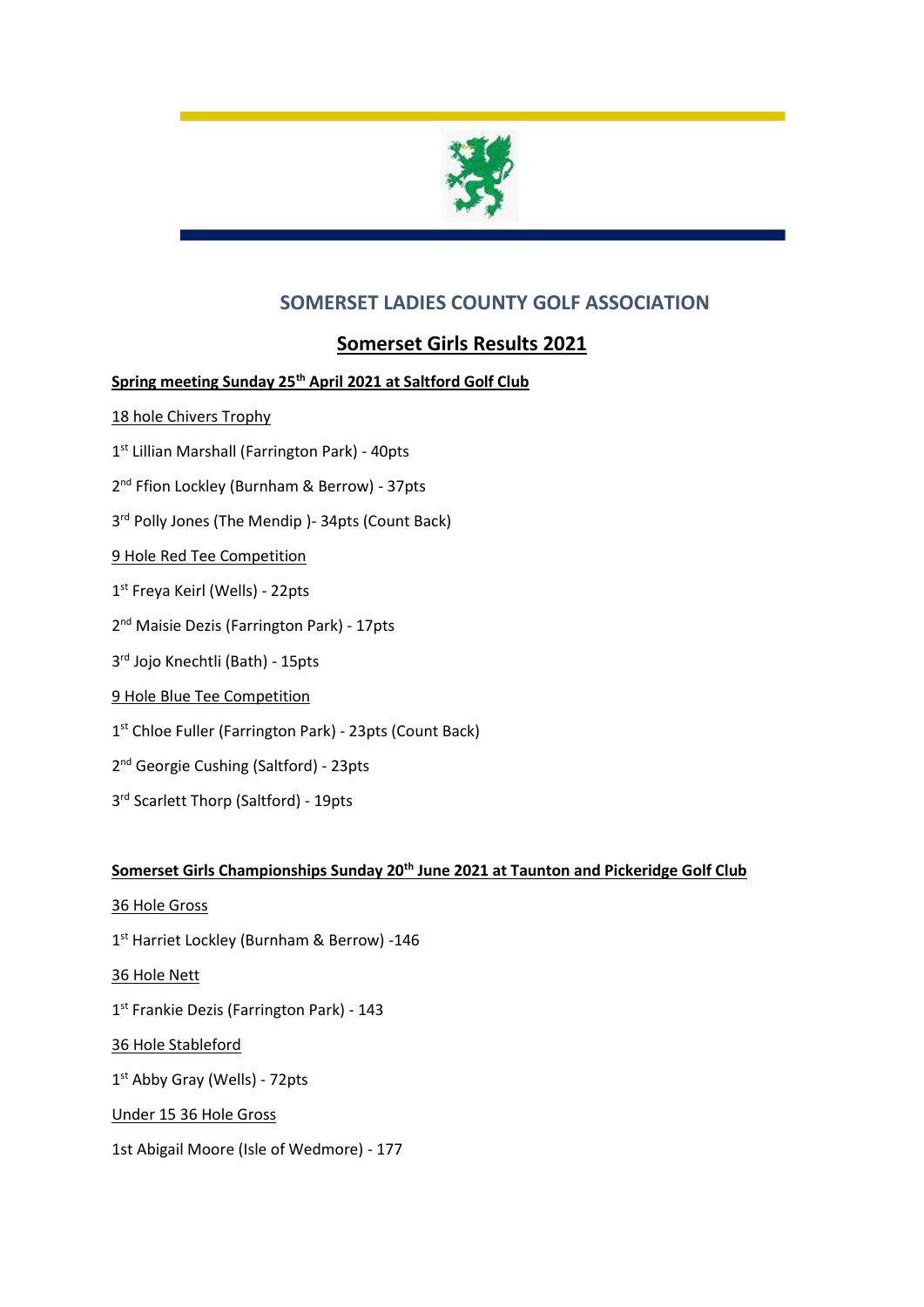## SOMERSET LADIES COUNTY GOLF ASSOCIATION

# Somerset Girls Results 2021

**Spring meeting Sunday 25th April 2021 at Saltford Golf Club**

18 hole Chivers Trophy

1st Lillian Marshall (Farrington Park) - 40pts

2nd Ffion Lockley (Burnham & Berrow) - 37pts

3rd Polly Jones (The Mendip )- 34pts (Count Back)

9 Hole Red Tee Competition

1st Freya Keirl (Wells) - 22pts

2nd Maisie Dezis (Farrington Park) - 17pts

3rd Jojo Knechtli (Bath) - 15pts

9 Hole Blue Tee Competition

1st Chloe Fuller (Farrington Park) - 23pts (Count Back)

2nd Georgie Cushing (Saltford) - 23pts

3rd Scarlett Thorp (Saltford) - 19pts

**Somerset Girls Championships Sunday 20th June 2021 at Taunton and Pickeridge Golf Club**

36 Hole Gross

1st Harriet Lockley (Burnham & Berrow) -146

36 Hole Nett

1st Frankie Dezis (Farrington Park) - 143

36 Hole Stableford

1st Abby Gray (Wells) - 72pts

Under 15 36 Hole Gross

1st Abigail Moore (Isle of Wedmore) - 177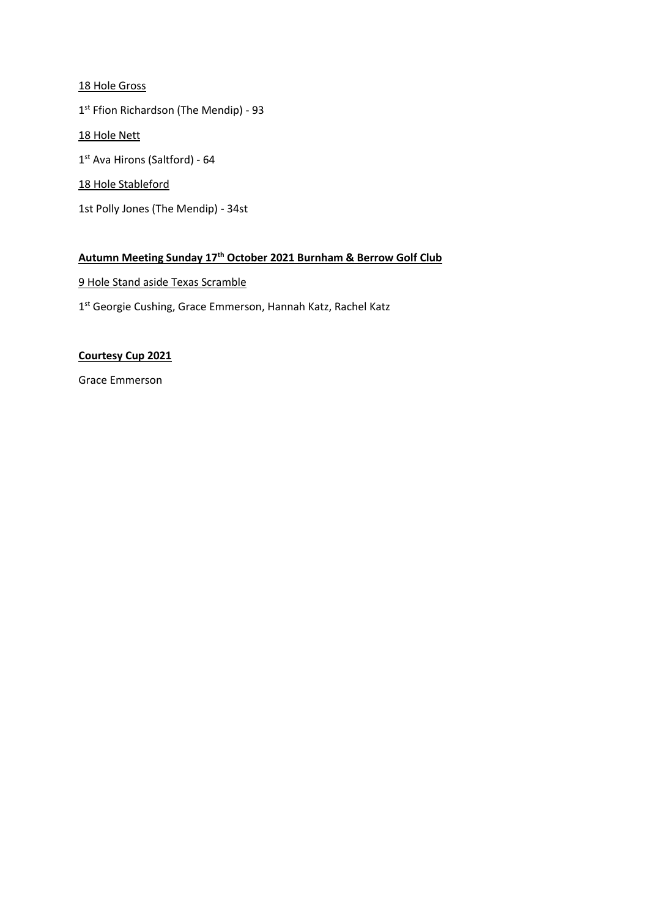18 Hole Gross

1st Ffion Richardson (The Mendip) - 93

18 Hole Nett

1st Ava Hirons (Saltford) - 64

18 Hole Stableford

1st Polly Jones (The Mendip) - 34st

**Autumn Meeting Sunday 17th October 2021 Burnham & Berrow Golf Club**

9 Hole Stand aside Texas Scramble

1st Georgie Cushing, Grace Emmerson, Hannah Katz, Rachel Katz

**Courtesy Cup 2021**

Grace Emmerson